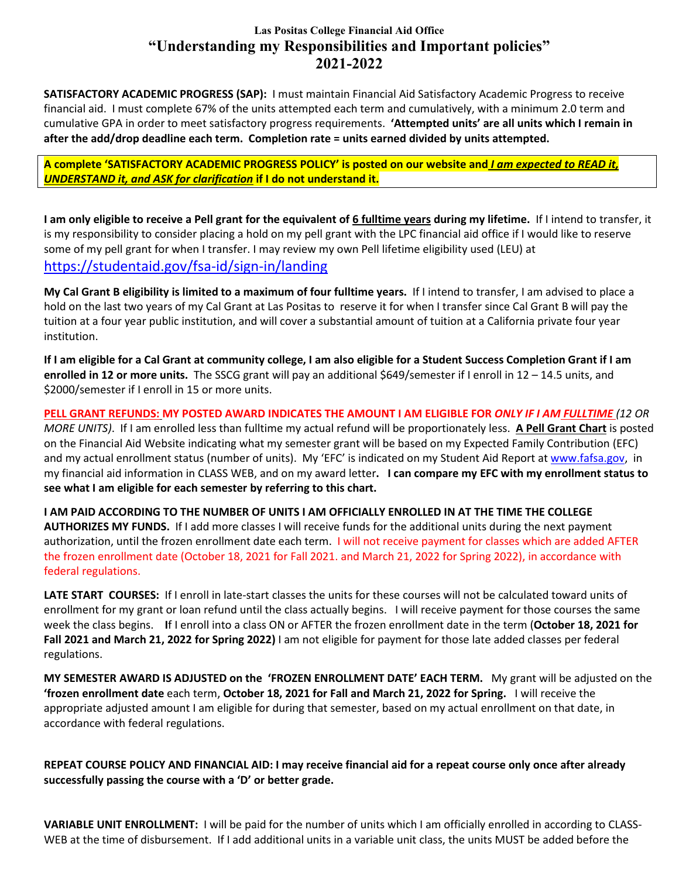# Las Positas College Financial Aid Office

# "Understanding my Responsibilities and Important policies"

# 2021-2022

**SATISFACTORY ACADEMIC PROGRESS (SAP):** I must maintain Financial Aid Satisfactory Academic Progress to receive financial aid. I must complete 67% of the units attempted each term and cumulatively, with a minimum 2.0 term and cumulative GPA in order to meet satisfactory progress requirements. **'Attempted units' are all units which I remain in after the add/drop deadline each term. Completion rate = units earned divided by units attempted.**

**A complete 'SATISFACTORY ACADEMIC PROGRESS POLICY' is posted on our website and _I am expected to READ it, UNDERSTAND it, and ASK for clarification_ if I do not understand it.**

**I am only eligible to receive a Pell grant for the equivalent of 6 fulltime years during my lifetime.** If I intend to transfer, it is my responsibility to consider placing a hold on my pell grant with the LPC financial aid office if I would like to reserve some of my pell grant for when I transfer. I may review my own Pell lifetime eligibility used (LEU) at https://studentaid.gov/fsa-id/sign-in/landing

**My Cal Grant B eligibility is limited to a maximum of four fulltime years.** If I intend to transfer, I am advised to place a hold on the last two years of my Cal Grant at Las Positas to reserve it for when I transfer since Cal Grant B will pay the tuition at a four year public institution, and will cover a substantial amount of tuition at a California private four year institution.

**If I am eligible for a Cal Grant at community college, I am also eligible for a Student Success Completion Grant if I am enrolled in 12 or more units.** The SSCG grant will pay an additional $649/semester if I enroll in 12 – 14.5 units, and $2000/semester if I enroll in 15 or more units.

**PELL GRANT REFUNDS: MY POSTED AWARD INDICATES THE AMOUNT I AM ELIGIBLE FOR _ONLY IF I AM FULLTIME_** *(12 OR MORE UNITS)*. If I am enrolled less than fulltime my actual refund will be proportionately less. **A Pell Grant Chart** is posted on the Financial Aid Website indicating what my semester grant will be based on my Expected Family Contribution (EFC) and my actual enrollment status (number of units). My 'EFC' is indicated on my Student Aid Report at www.fafsa.gov, in my financial aid information in CLASS WEB, and on my award letter**. I can compare my EFC with my enrollment status to see what I am eligible for each semester by referring to this chart.**

**I AM PAID ACCORDING TO THE NUMBER OF UNITS I AM OFFICIALLY ENROLLED IN AT THE TIME THE COLLEGE AUTHORIZES MY FUNDS.** If I add more classes I will receive funds for the additional units during the next payment authorization, until the frozen enrollment date each term. I will not receive payment for classes which are added AFTER the frozen enrollment date (October 18, 2021 for Fall 2021. and March 21, 2022 for Spring 2022), in accordance with federal regulations.

**LATE START COURSES:** If I enroll in late-start classes the units for these courses will not be calculated toward units of enrollment for my grant or loan refund until the class actually begins. I will receive payment for those courses the same week the class begins. If I enroll into a class ON or AFTER the frozen enrollment date in the term (**October 18, 2021 for Fall 2021 and March 21, 2022 for Spring 2022)** I am not eligible for payment for those late added classes per federal regulations.

**MY SEMESTER AWARD IS ADJUSTED on the 'FROZEN ENROLLMENT DATE' EACH TERM.** My grant will be adjusted on the **'frozen enrollment date** each term, **October 18, 2021 for Fall and March 21, 2022 for Spring.** I will receive the appropriate adjusted amount I am eligible for during that semester, based on my actual enrollment on that date, in accordance with federal regulations.

**REPEAT COURSE POLICY AND FINANCIAL AID: I may receive financial aid for a repeat course only once after already successfully passing the course with a 'D' or better grade.**

**VARIABLE UNIT ENROLLMENT:** I will be paid for the number of units which I am officially enrolled in according to CLASS-WEB at the time of disbursement. If I add additional units in a variable unit class, the units MUST be added before the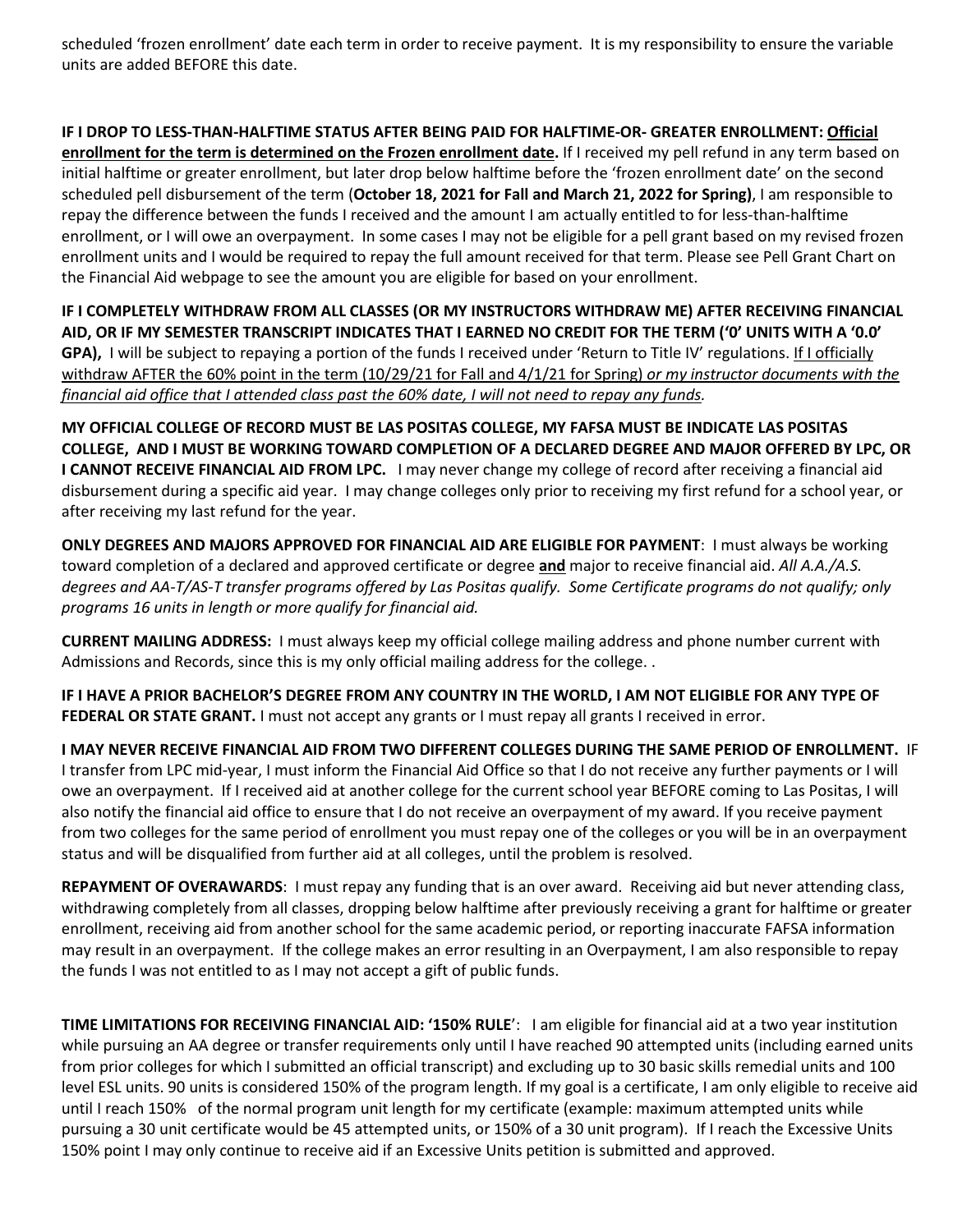scheduled 'frozen enrollment' date each term in order to receive payment. It is my responsibility to ensure the variable units are added BEFORE this date.

**IF I DROP TO LESS-THAN-HALFTIME STATUS AFTER BEING PAID FOR HALFTIME-OR- GREATER ENROLLMENT: Official enrollment for the term is determined on the Frozen enrollment date.** If I received my pell refund in any term based on initial halftime or greater enrollment, but later drop below halftime before the 'frozen enrollment date' on the second scheduled pell disbursement of the term (**October 18, 2021 for Fall and March 21, 2022 for Spring**), I am responsible to repay the difference between the funds I received and the amount I am actually entitled to for less-than-halftime enrollment, or I will owe an overpayment. In some cases I may not be eligible for a pell grant based on my revised frozen enrollment units and I would be required to repay the full amount received for that term. Please see Pell Grant Chart on the Financial Aid webpage to see the amount you are eligible for based on your enrollment.

**IF I COMPLETELY WITHDRAW FROM ALL CLASSES (OR MY INSTRUCTORS WITHDRAW ME) AFTER RECEIVING FINANCIAL AID, OR IF MY SEMESTER TRANSCRIPT INDICATES THAT I EARNED NO CREDIT FOR THE TERM ('0' UNITS WITH A '0.0' GPA),** I will be subject to repaying a portion of the funds I received under 'Return to Title IV' regulations. If I officially withdraw AFTER the 60% point in the term (10/29/21 for Fall and 4/1/21 for Spring) *or my instructor documents with the financial aid office that I attended class past the 60% date, I will not need to repay any funds.*

**MY OFFICIAL COLLEGE OF RECORD MUST BE LAS POSITAS COLLEGE, MY FAFSA MUST BE INDICATE LAS POSITAS COLLEGE, AND I MUST BE WORKING TOWARD COMPLETION OF A DECLARED DEGREE AND MAJOR OFFERED BY LPC, OR I CANNOT RECEIVE FINANCIAL AID FROM LPC.** I may never change my college of record after receiving a financial aid disbursement during a specific aid year. I may change colleges only prior to receiving my first refund for a school year, or after receiving my last refund for the year.

**ONLY DEGREES AND MAJORS APPROVED FOR FINANCIAL AID ARE ELIGIBLE FOR PAYMENT**: I must always be working toward completion of a declared and approved certificate or degree **and** major to receive financial aid. *All A.A./A.S. degrees and AA-T/AS-T transfer programs offered by Las Positas qualify. Some Certificate programs do not qualify; only programs 16 units in length or more qualify for financial aid.*

**CURRENT MAILING ADDRESS:** I must always keep my official college mailing address and phone number current with Admissions and Records, since this is my only official mailing address for the college. .

**IF I HAVE A PRIOR BACHELOR'S DEGREE FROM ANY COUNTRY IN THE WORLD, I AM NOT ELIGIBLE FOR ANY TYPE OF FEDERAL OR STATE GRANT.** I must not accept any grants or I must repay all grants I received in error.

**I MAY NEVER RECEIVE FINANCIAL AID FROM TWO DIFFERENT COLLEGES DURING THE SAME PERIOD OF ENROLLMENT.** IF I transfer from LPC mid-year, I must inform the Financial Aid Office so that I do not receive any further payments or I will owe an overpayment. If I received aid at another college for the current school year BEFORE coming to Las Positas, I will also notify the financial aid office to ensure that I do not receive an overpayment of my award. If you receive payment from two colleges for the same period of enrollment you must repay one of the colleges or you will be in an overpayment status and will be disqualified from further aid at all colleges, until the problem is resolved.

**REPAYMENT OF OVERAWARDS**: I must repay any funding that is an over award. Receiving aid but never attending class, withdrawing completely from all classes, dropping below halftime after previously receiving a grant for halftime or greater enrollment, receiving aid from another school for the same academic period, or reporting inaccurate FAFSA information may result in an overpayment. If the college makes an error resulting in an Overpayment, I am also responsible to repay the funds I was not entitled to as I may not accept a gift of public funds.

**TIME LIMITATIONS FOR RECEIVING FINANCIAL AID: '150% RULE'**: I am eligible for financial aid at a two year institution while pursuing an AA degree or transfer requirements only until I have reached 90 attempted units (including earned units from prior colleges for which I submitted an official transcript) and excluding up to 30 basic skills remedial units and 100 level ESL units. 90 units is considered 150% of the program length. If my goal is a certificate, I am only eligible to receive aid until I reach 150% of the normal program unit length for my certificate (example: maximum attempted units while pursuing a 30 unit certificate would be 45 attempted units, or 150% of a 30 unit program). If I reach the Excessive Units 150% point I may only continue to receive aid if an Excessive Units petition is submitted and approved.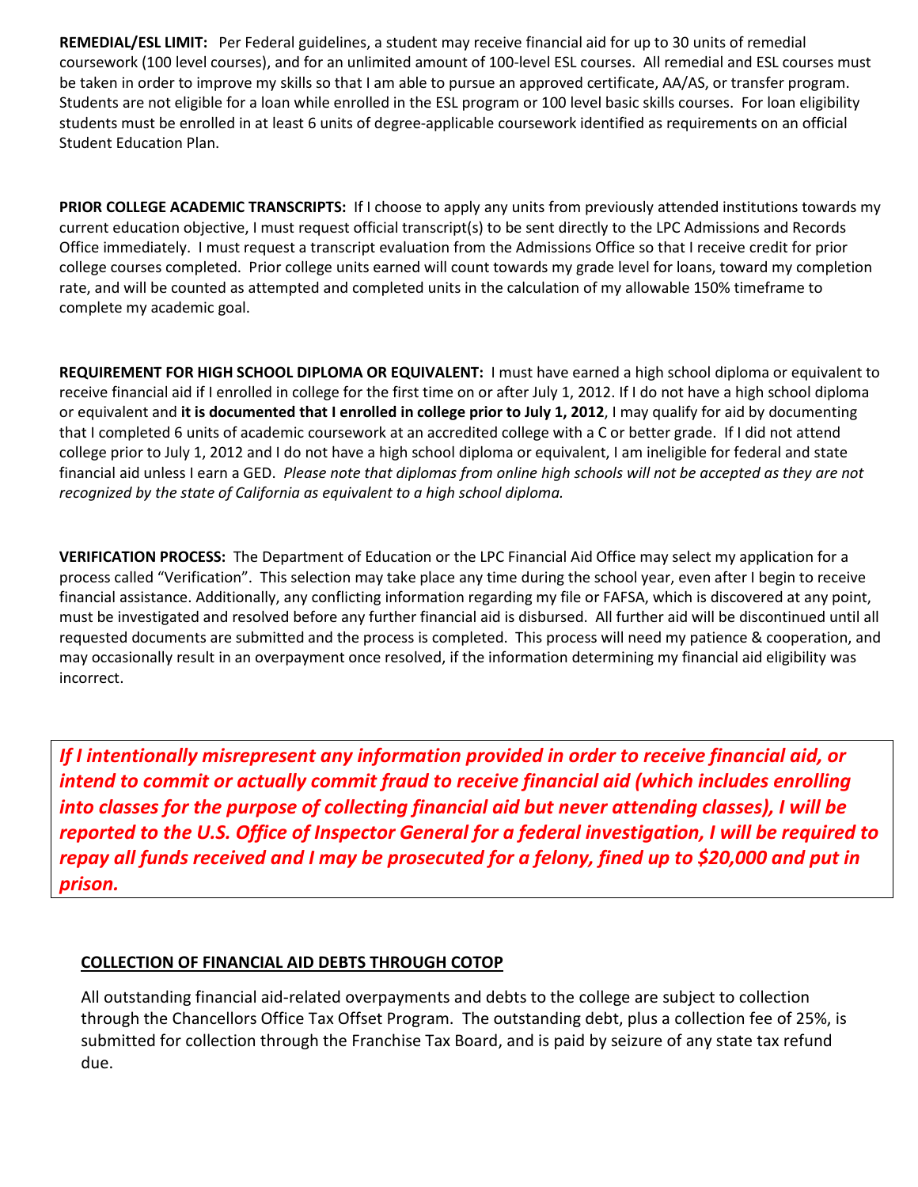**REMEDIAL/ESL LIMIT:** Per Federal guidelines, a student may receive financial aid for up to 30 units of remedial coursework (100 level courses), and for an unlimited amount of 100-level ESL courses. All remedial and ESL courses must be taken in order to improve my skills so that I am able to pursue an approved certificate, AA/AS, or transfer program. Students are not eligible for a loan while enrolled in the ESL program or 100 level basic skills courses. For loan eligibility students must be enrolled in at least 6 units of degree-applicable coursework identified as requirements on an official Student Education Plan.

**PRIOR COLLEGE ACADEMIC TRANSCRIPTS:** If I choose to apply any units from previously attended institutions towards my current education objective, I must request official transcript(s) to be sent directly to the LPC Admissions and Records Office immediately. I must request a transcript evaluation from the Admissions Office so that I receive credit for prior college courses completed. Prior college units earned will count towards my grade level for loans, toward my completion rate, and will be counted as attempted and completed units in the calculation of my allowable 150% timeframe to complete my academic goal.

**REQUIREMENT FOR HIGH SCHOOL DIPLOMA OR EQUIVALENT:** I must have earned a high school diploma or equivalent to receive financial aid if I enrolled in college for the first time on or after July 1, 2012. If I do not have a high school diploma or equivalent and **it is documented that I enrolled in college prior to July 1, 2012**, I may qualify for aid by documenting that I completed 6 units of academic coursework at an accredited college with a C or better grade. If I did not attend college prior to July 1, 2012 and I do not have a high school diploma or equivalent, I am ineligible for federal and state financial aid unless I earn a GED. *Please note that diplomas from online high schools will not be accepted as they are not recognized by the state of California as equivalent to a high school diploma.*

**VERIFICATION PROCESS:** The Department of Education or the LPC Financial Aid Office may select my application for a process called "Verification". This selection may take place any time during the school year, even after I begin to receive financial assistance. Additionally, any conflicting information regarding my file or FAFSA, which is discovered at any point, must be investigated and resolved before any further financial aid is disbursed. All further aid will be discontinued until all requested documents are submitted and the process is completed. This process will need my patience & cooperation, and may occasionally result in an overpayment once resolved, if the information determining my financial aid eligibility was incorrect.

***If I intentionally misrepresent any information provided in order to receive financial aid, or intend to commit or actually commit fraud to receive financial aid (which includes enrolling into classes for the purpose of collecting financial aid but never attending classes), I will be reported to the U.S. Office of Inspector General for a federal investigation, I will be required to repay all funds received and I may be prosecuted for a felony, fined up to $20,000 and put in prison.***

**COLLECTION OF FINANCIAL AID DEBTS THROUGH COTOP**

All outstanding financial aid-related overpayments and debts to the college are subject to collection through the Chancellors Office Tax Offset Program. The outstanding debt, plus a collection fee of 25%, is submitted for collection through the Franchise Tax Board, and is paid by seizure of any state tax refund due.